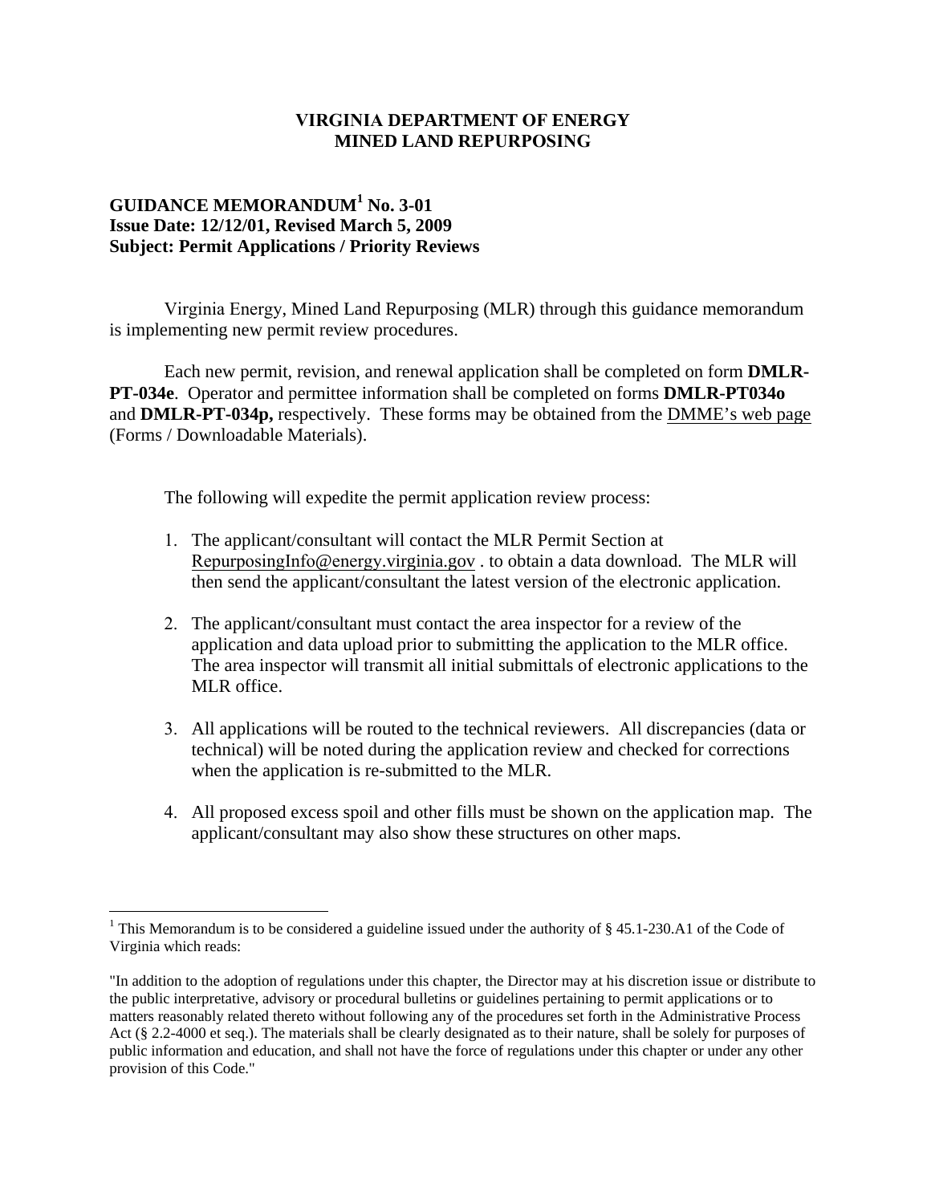**VIRGINIA DEPARTMENT OF ENERGY**
**MINED LAND REPURPOSING**

**GUIDANCE MEMORANDUM[1] No. 3-01**
**Issue Date: 12/12/01, Revised March 5, 2009**
**Subject: Permit Applications / Priority Reviews**

Virginia Energy, Mined Land Repurposing (MLR) through this guidance memorandum is implementing new permit review procedures.

Each new permit, revision, and renewal application shall be completed on form **DMLR-PT-034e**. Operator and permittee information shall be completed on forms **DMLR-PT034o** and **DMLR-PT-034p,** respectively. These forms may be obtained from the DMME's web page (Forms / Downloadable Materials).

The following will expedite the permit application review process:

1. The applicant/consultant will contact the MLR Permit Section at RepurposingInfo@energy.virginia.gov . to obtain a data download. The MLR will then send the applicant/consultant the latest version of the electronic application.

2. The applicant/consultant must contact the area inspector for a review of the application and data upload prior to submitting the application to the MLR office. The area inspector will transmit all initial submittals of electronic applications to the MLR office.

3. All applications will be routed to the technical reviewers. All discrepancies (data or technical) will be noted during the application review and checked for corrections when the application is re-submitted to the MLR.

4. All proposed excess spoil and other fills must be shown on the application map. The applicant/consultant may also show these structures on other maps.

---

[1] This Memorandum is to be considered a guideline issued under the authority of § 45.1-230.A1 of the Code of Virginia which reads:

"In addition to the adoption of regulations under this chapter, the Director may at his discretion issue or distribute to the public interpretative, advisory or procedural bulletins or guidelines pertaining to permit applications or to matters reasonably related thereto without following any of the procedures set forth in the Administrative Process Act (§ 2.2-4000 et seq.). The materials shall be clearly designated as to their nature, shall be solely for purposes of public information and education, and shall not have the force of regulations under this chapter or under any other provision of this Code."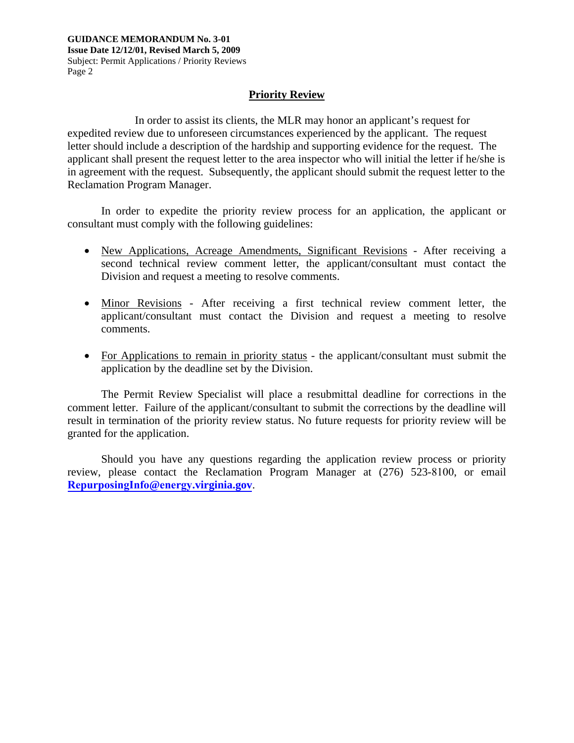## Priority Review

In order to assist its clients, the MLR may honor an applicant's request for expedited review due to unforeseen circumstances experienced by the applicant. The request letter should include a description of the hardship and supporting evidence for the request. The applicant shall present the request letter to the area inspector who will initial the letter if he/she is in agreement with the request. Subsequently, the applicant should submit the request letter to the Reclamation Program Manager.

In order to expedite the priority review process for an application, the applicant or consultant must comply with the following guidelines:

- New Applications, Acreage Amendments, Significant Revisions - After receiving a second technical review comment letter, the applicant/consultant must contact the Division and request a meeting to resolve comments.
- Minor Revisions - After receiving a first technical review comment letter, the applicant/consultant must contact the Division and request a meeting to resolve comments.
- For Applications to remain in priority status - the applicant/consultant must submit the application by the deadline set by the Division.

The Permit Review Specialist will place a resubmittal deadline for corrections in the comment letter. Failure of the applicant/consultant to submit the corrections by the deadline will result in termination of the priority review status. No future requests for priority review will be granted for the application.

Should you have any questions regarding the application review process or priority review, please contact the Reclamation Program Manager at (276) 523-8100, or email **RepurposingInfo@energy.virginia.gov**.